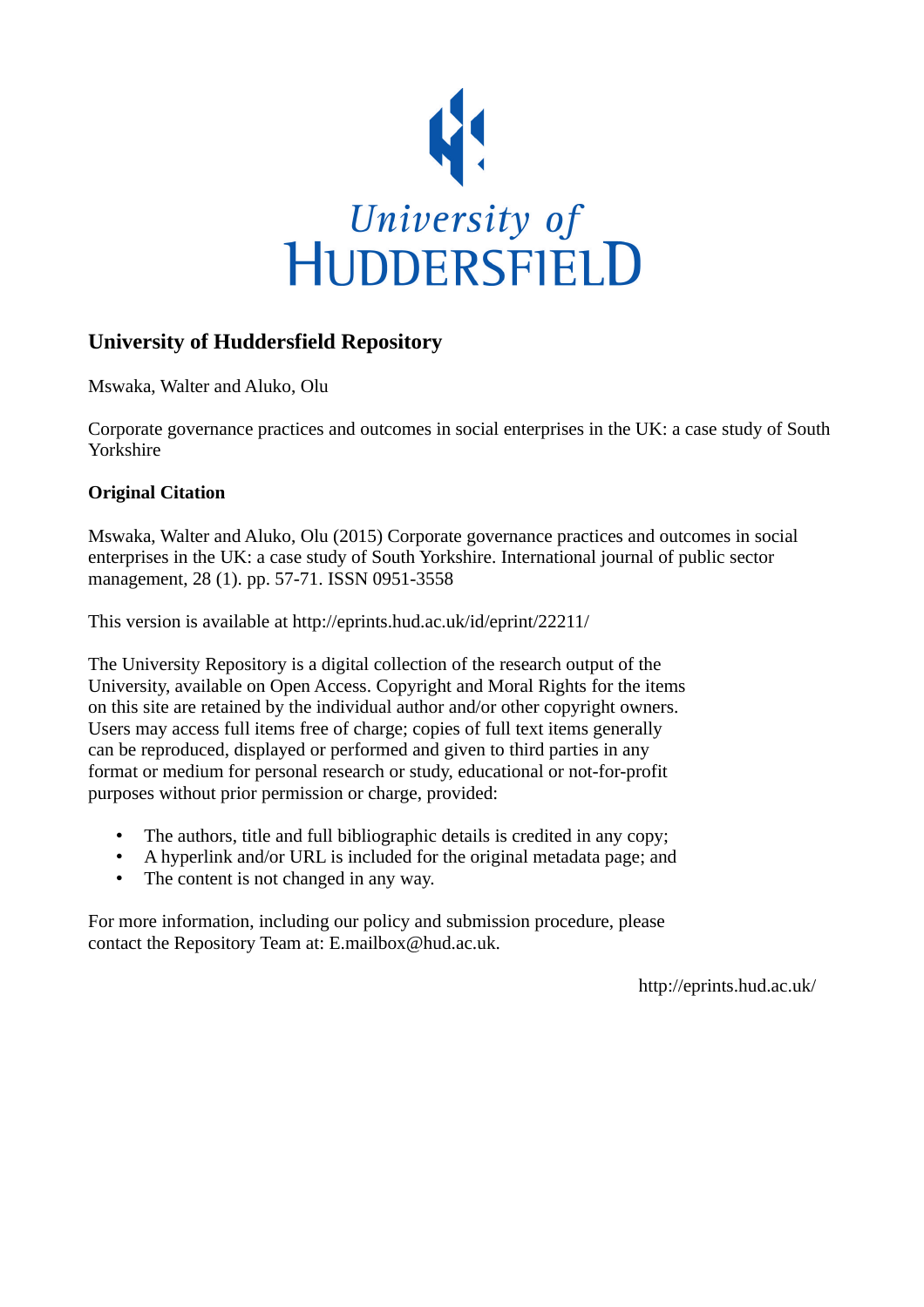University of HUDDERSFIELD

## University of Huddersfield Repository

Mswaka, Walter and Aluko, Olu

Corporate governance practices and outcomes in social enterprises in the UK: a case study of South Yorkshire

### Original Citation

Mswaka, Walter and Aluko, Olu (2015) Corporate governance practices and outcomes in social enterprises in the UK: a case study of South Yorkshire. International journal of public sector management, 28 (1). pp. 57-71. ISSN 0951-3558

This version is available at http://eprints.hud.ac.uk/id/eprint/22211/

The University Repository is a digital collection of the research output of the University, available on Open Access. Copyright and Moral Rights for the items on this site are retained by the individual author and/or other copyright owners. Users may access full items free of charge; copies of full text items generally can be reproduced, displayed or performed and given to third parties in any format or medium for personal research or study, educational or not-for-profit purposes without prior permission or charge, provided:

- The authors, title and full bibliographic details is credited in any copy;
- A hyperlink and/or URL is included for the original metadata page; and
- The content is not changed in any way.

For more information, including our policy and submission procedure, please contact the Repository Team at: E.mailbox@hud.ac.uk.

http://eprints.hud.ac.uk/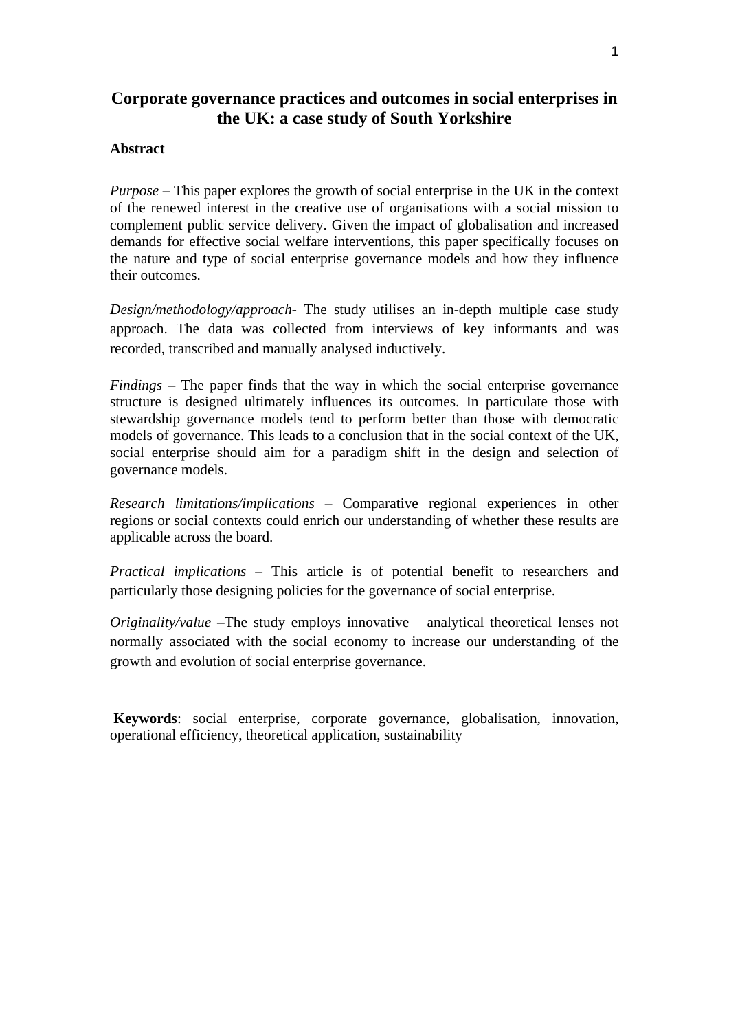# Corporate governance practices and outcomes in social enterprises in the UK: a case study of South Yorkshire

**Abstract**

*Purpose* – This paper explores the growth of social enterprise in the UK in the context of the renewed interest in the creative use of organisations with a social mission to complement public service delivery. Given the impact of globalisation and increased demands for effective social welfare interventions, this paper specifically focuses on the nature and type of social enterprise governance models and how they influence their outcomes.

*Design/methodology/approach*- The study utilises an in-depth multiple case study approach. The data was collected from interviews of key informants and was recorded, transcribed and manually analysed inductively.

*Findings* – The paper finds that the way in which the social enterprise governance structure is designed ultimately influences its outcomes. In particulate those with stewardship governance models tend to perform better than those with democratic models of governance. This leads to a conclusion that in the social context of the UK, social enterprise should aim for a paradigm shift in the design and selection of governance models.

*Research limitations/implications* – Comparative regional experiences in other regions or social contexts could enrich our understanding of whether these results are applicable across the board.

*Practical implications* – This article is of potential benefit to researchers and particularly those designing policies for the governance of social enterprise.

*Originality/value* –The study employs innovative analytical theoretical lenses not normally associated with the social economy to increase our understanding of the growth and evolution of social enterprise governance.

**Keywords**: social enterprise, corporate governance, globalisation, innovation, operational efficiency, theoretical application, sustainability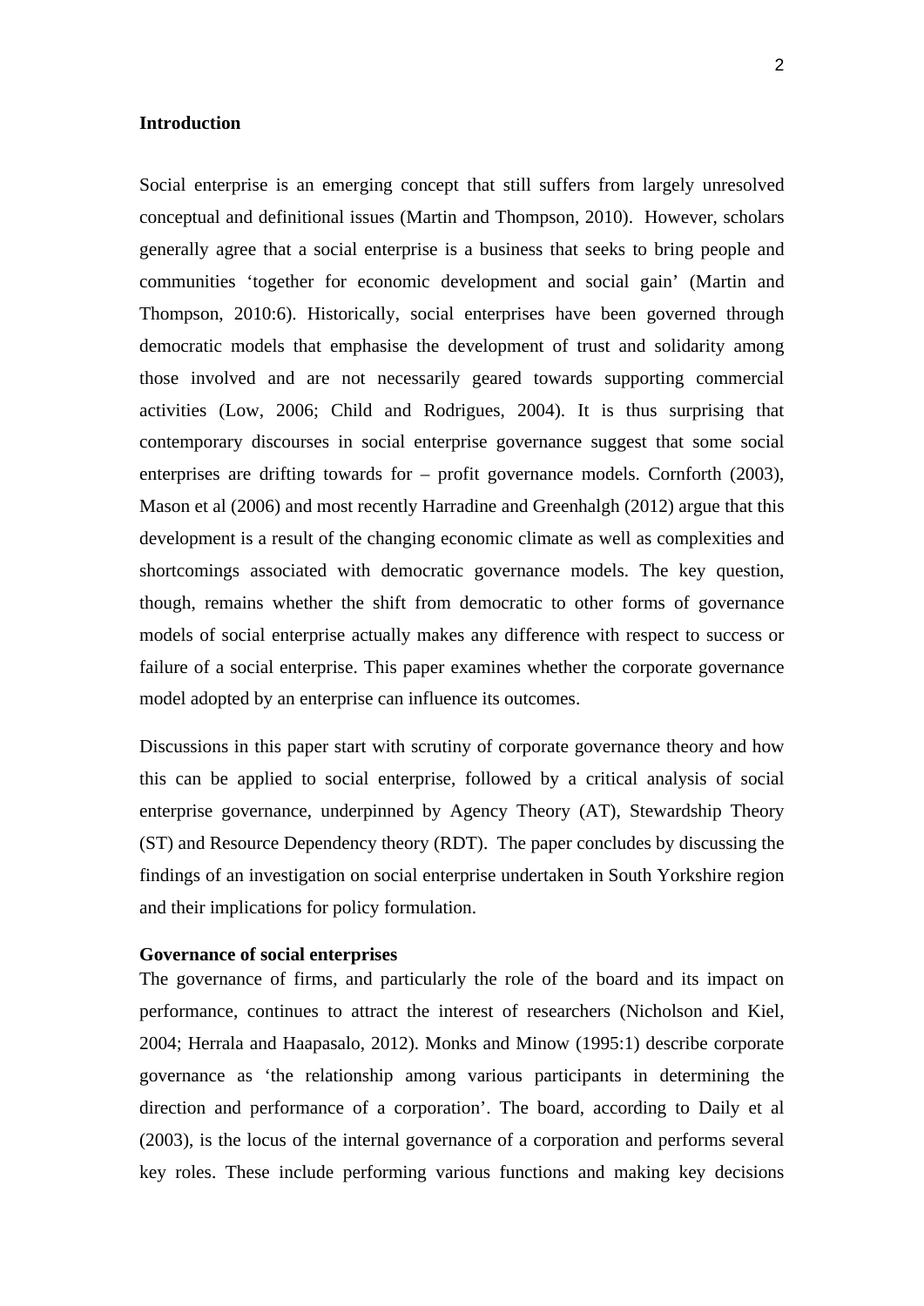**Introduction**

Social enterprise is an emerging concept that still suffers from largely unresolved conceptual and definitional issues (Martin and Thompson, 2010). However, scholars generally agree that a social enterprise is a business that seeks to bring people and communities 'together for economic development and social gain' (Martin and Thompson, 2010:6). Historically, social enterprises have been governed through democratic models that emphasise the development of trust and solidarity among those involved and are not necessarily geared towards supporting commercial activities (Low, 2006; Child and Rodrigues, 2004). It is thus surprising that contemporary discourses in social enterprise governance suggest that some social enterprises are drifting towards for – profit governance models. Cornforth (2003), Mason et al (2006) and most recently Harradine and Greenhalgh (2012) argue that this development is a result of the changing economic climate as well as complexities and shortcomings associated with democratic governance models. The key question, though, remains whether the shift from democratic to other forms of governance models of social enterprise actually makes any difference with respect to success or failure of a social enterprise. This paper examines whether the corporate governance model adopted by an enterprise can influence its outcomes.

Discussions in this paper start with scrutiny of corporate governance theory and how this can be applied to social enterprise, followed by a critical analysis of social enterprise governance, underpinned by Agency Theory (AT), Stewardship Theory (ST) and Resource Dependency theory (RDT). The paper concludes by discussing the findings of an investigation on social enterprise undertaken in South Yorkshire region and their implications for policy formulation.

**Governance of social enterprises**

The governance of firms, and particularly the role of the board and its impact on performance, continues to attract the interest of researchers (Nicholson and Kiel, 2004; Herrala and Haapasalo, 2012). Monks and Minow (1995:1) describe corporate governance as 'the relationship among various participants in determining the direction and performance of a corporation'. The board, according to Daily et al (2003), is the locus of the internal governance of a corporation and performs several key roles. These include performing various functions and making key decisions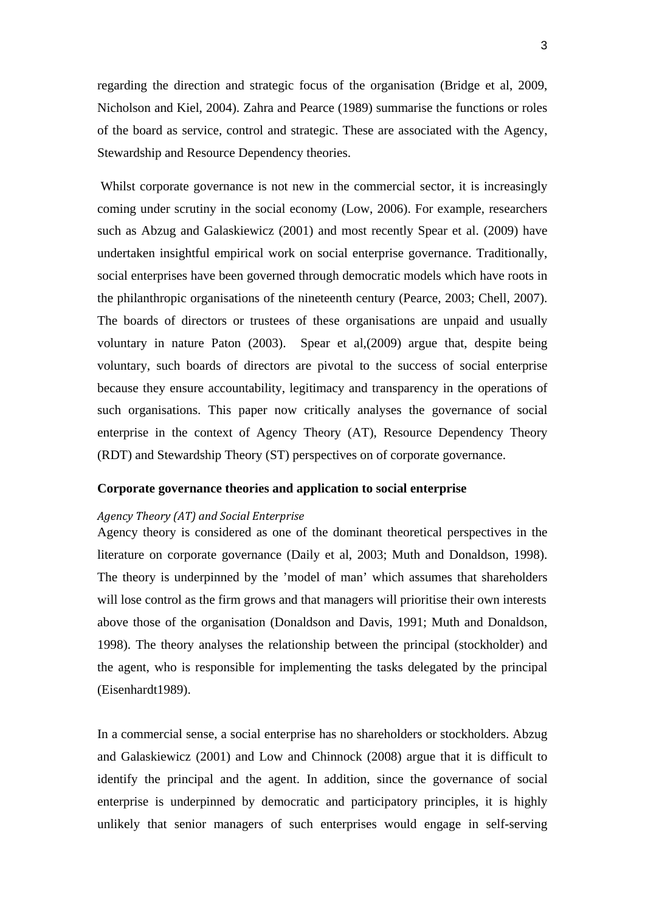regarding the direction and strategic focus of the organisation (Bridge et al, 2009, Nicholson and Kiel, 2004). Zahra and Pearce (1989) summarise the functions or roles of the board as service, control and strategic. These are associated with the Agency, Stewardship and Resource Dependency theories.

Whilst corporate governance is not new in the commercial sector, it is increasingly coming under scrutiny in the social economy (Low, 2006). For example, researchers such as Abzug and Galaskiewicz (2001) and most recently Spear et al. (2009) have undertaken insightful empirical work on social enterprise governance. Traditionally, social enterprises have been governed through democratic models which have roots in the philanthropic organisations of the nineteenth century (Pearce, 2003; Chell, 2007). The boards of directors or trustees of these organisations are unpaid and usually voluntary in nature Paton (2003). Spear et al,(2009) argue that, despite being voluntary, such boards of directors are pivotal to the success of social enterprise because they ensure accountability, legitimacy and transparency in the operations of such organisations. This paper now critically analyses the governance of social enterprise in the context of Agency Theory (AT), Resource Dependency Theory (RDT) and Stewardship Theory (ST) perspectives on of corporate governance.

## Corporate governance theories and application to social enterprise

### *Agency Theory (AT) and Social Enterprise*

Agency theory is considered as one of the dominant theoretical perspectives in the literature on corporate governance (Daily et al, 2003; Muth and Donaldson, 1998). The theory is underpinned by the 'model of man' which assumes that shareholders will lose control as the firm grows and that managers will prioritise their own interests above those of the organisation (Donaldson and Davis, 1991; Muth and Donaldson, 1998). The theory analyses the relationship between the principal (stockholder) and the agent, who is responsible for implementing the tasks delegated by the principal (Eisenhardt1989).

In a commercial sense, a social enterprise has no shareholders or stockholders. Abzug and Galaskiewicz (2001) and Low and Chinnock (2008) argue that it is difficult to identify the principal and the agent. In addition, since the governance of social enterprise is underpinned by democratic and participatory principles, it is highly unlikely that senior managers of such enterprises would engage in self-serving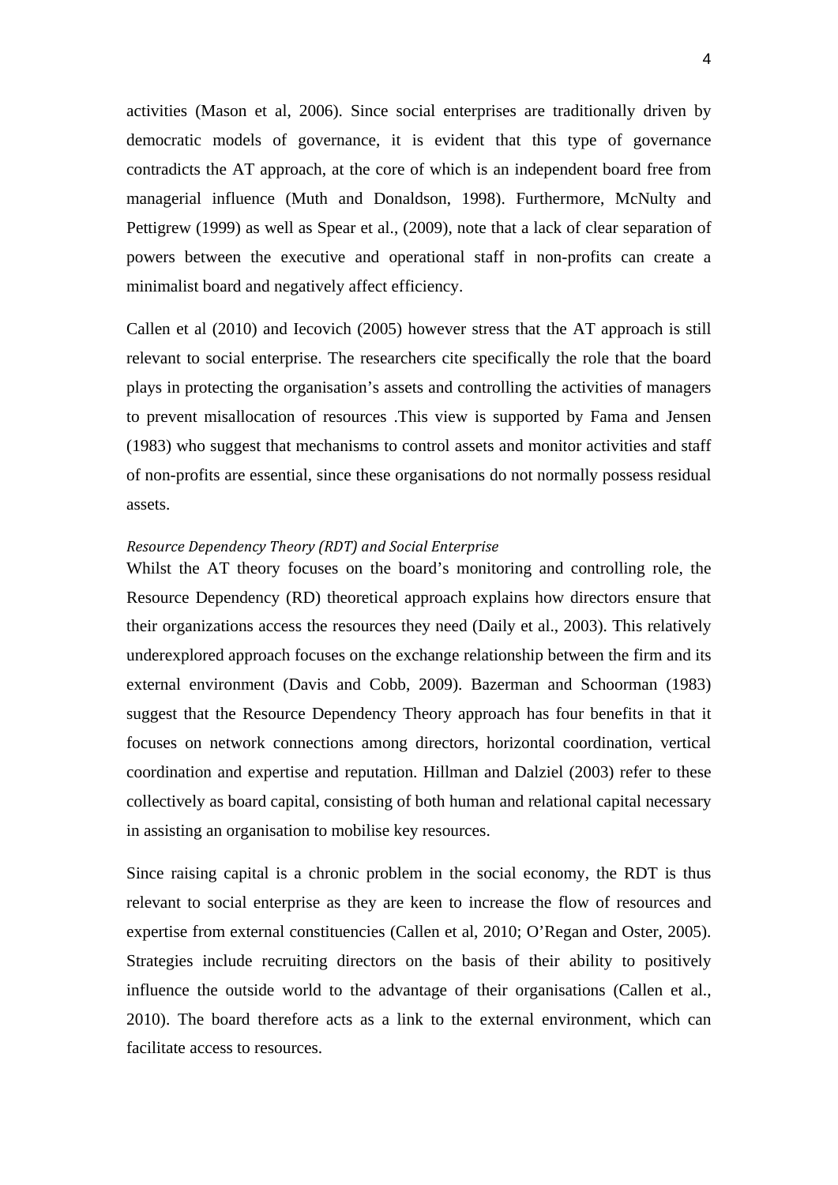activities (Mason et al, 2006). Since social enterprises are traditionally driven by democratic models of governance, it is evident that this type of governance contradicts the AT approach, at the core of which is an independent board free from managerial influence (Muth and Donaldson, 1998). Furthermore, McNulty and Pettigrew (1999) as well as Spear et al., (2009), note that a lack of clear separation of powers between the executive and operational staff in non-profits can create a minimalist board and negatively affect efficiency.

Callen et al (2010) and Iecovich (2005) however stress that the AT approach is still relevant to social enterprise. The researchers cite specifically the role that the board plays in protecting the organisation's assets and controlling the activities of managers to prevent misallocation of resources .This view is supported by Fama and Jensen (1983) who suggest that mechanisms to control assets and monitor activities and staff of non-profits are essential, since these organisations do not normally possess residual assets.

*Resource Dependency Theory (RDT) and Social Enterprise*

Whilst the AT theory focuses on the board's monitoring and controlling role, the Resource Dependency (RD) theoretical approach explains how directors ensure that their organizations access the resources they need (Daily et al., 2003). This relatively underexplored approach focuses on the exchange relationship between the firm and its external environment (Davis and Cobb, 2009). Bazerman and Schoorman (1983) suggest that the Resource Dependency Theory approach has four benefits in that it focuses on network connections among directors, horizontal coordination, vertical coordination and expertise and reputation. Hillman and Dalziel (2003) refer to these collectively as board capital, consisting of both human and relational capital necessary in assisting an organisation to mobilise key resources.

Since raising capital is a chronic problem in the social economy, the RDT is thus relevant to social enterprise as they are keen to increase the flow of resources and expertise from external constituencies (Callen et al, 2010; O'Regan and Oster, 2005). Strategies include recruiting directors on the basis of their ability to positively influence the outside world to the advantage of their organisations (Callen et al., 2010). The board therefore acts as a link to the external environment, which can facilitate access to resources.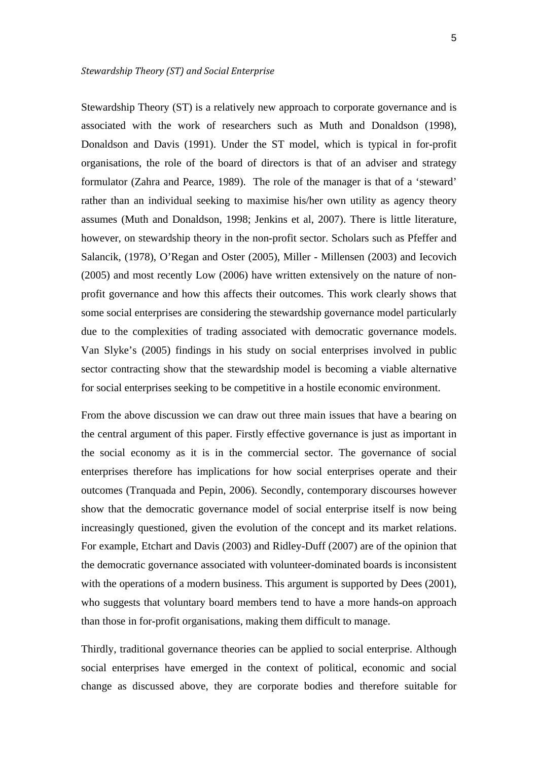*Stewardship Theory (ST) and Social Enterprise*

Stewardship Theory (ST) is a relatively new approach to corporate governance and is associated with the work of researchers such as Muth and Donaldson (1998), Donaldson and Davis (1991). Under the ST model, which is typical in for-profit organisations, the role of the board of directors is that of an adviser and strategy formulator (Zahra and Pearce, 1989). The role of the manager is that of a 'steward' rather than an individual seeking to maximise his/her own utility as agency theory assumes (Muth and Donaldson, 1998; Jenkins et al, 2007). There is little literature, however, on stewardship theory in the non-profit sector. Scholars such as Pfeffer and Salancik, (1978), O'Regan and Oster (2005), Miller - Millensen (2003) and Iecovich (2005) and most recently Low (2006) have written extensively on the nature of non-profit governance and how this affects their outcomes. This work clearly shows that some social enterprises are considering the stewardship governance model particularly due to the complexities of trading associated with democratic governance models. Van Slyke's (2005) findings in his study on social enterprises involved in public sector contracting show that the stewardship model is becoming a viable alternative for social enterprises seeking to be competitive in a hostile economic environment.

From the above discussion we can draw out three main issues that have a bearing on the central argument of this paper. Firstly effective governance is just as important in the social economy as it is in the commercial sector. The governance of social enterprises therefore has implications for how social enterprises operate and their outcomes (Tranquada and Pepin, 2006). Secondly, contemporary discourses however show that the democratic governance model of social enterprise itself is now being increasingly questioned, given the evolution of the concept and its market relations. For example, Etchart and Davis (2003) and Ridley-Duff (2007) are of the opinion that the democratic governance associated with volunteer-dominated boards is inconsistent with the operations of a modern business. This argument is supported by Dees (2001), who suggests that voluntary board members tend to have a more hands-on approach than those in for-profit organisations, making them difficult to manage.

Thirdly, traditional governance theories can be applied to social enterprise. Although social enterprises have emerged in the context of political, economic and social change as discussed above, they are corporate bodies and therefore suitable for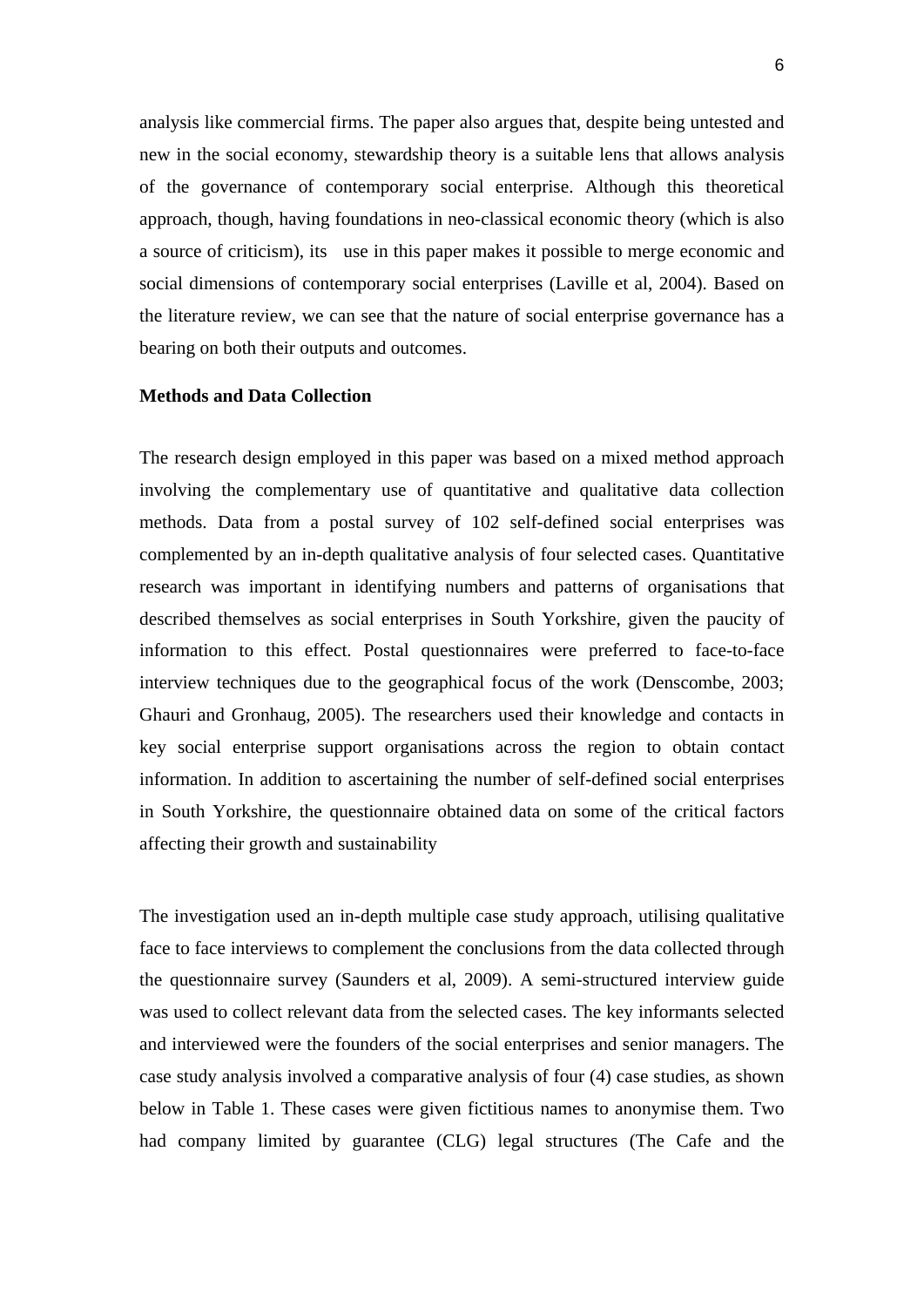analysis like commercial firms. The paper also argues that, despite being untested and new in the social economy, stewardship theory is a suitable lens that allows analysis of the governance of contemporary social enterprise. Although this theoretical approach, though, having foundations in neo-classical economic theory (which is also a source of criticism), its use in this paper makes it possible to merge economic and social dimensions of contemporary social enterprises (Laville et al, 2004). Based on the literature review, we can see that the nature of social enterprise governance has a bearing on both their outputs and outcomes.

**Methods and Data Collection**

The research design employed in this paper was based on a mixed method approach involving the complementary use of quantitative and qualitative data collection methods. Data from a postal survey of 102 self-defined social enterprises was complemented by an in-depth qualitative analysis of four selected cases. Quantitative research was important in identifying numbers and patterns of organisations that described themselves as social enterprises in South Yorkshire, given the paucity of information to this effect. Postal questionnaires were preferred to face-to-face interview techniques due to the geographical focus of the work (Denscombe, 2003; Ghauri and Gronhaug, 2005). The researchers used their knowledge and contacts in key social enterprise support organisations across the region to obtain contact information. In addition to ascertaining the number of self-defined social enterprises in South Yorkshire, the questionnaire obtained data on some of the critical factors affecting their growth and sustainability

The investigation used an in-depth multiple case study approach, utilising qualitative face to face interviews to complement the conclusions from the data collected through the questionnaire survey (Saunders et al, 2009). A semi-structured interview guide was used to collect relevant data from the selected cases. The key informants selected and interviewed were the founders of the social enterprises and senior managers. The case study analysis involved a comparative analysis of four (4) case studies, as shown below in Table 1. These cases were given fictitious names to anonymise them. Two had company limited by guarantee (CLG) legal structures (The Cafe and the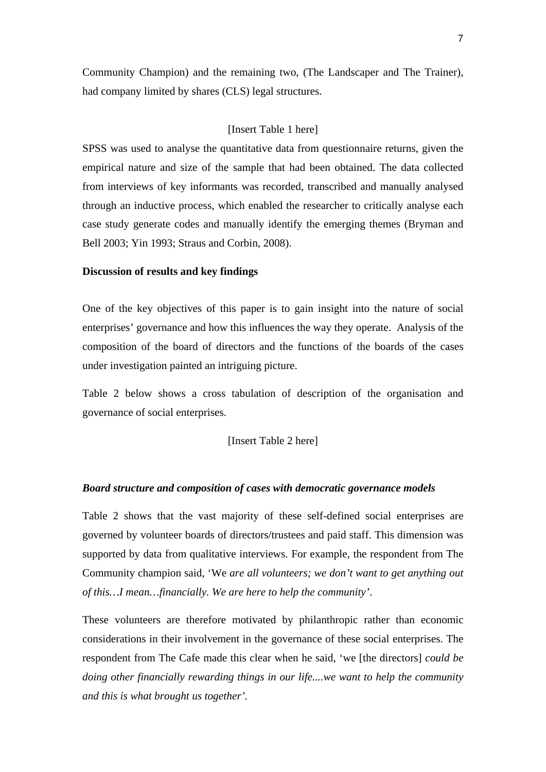Community Champion) and the remaining two, (The Landscaper and The Trainer), had company limited by shares (CLS) legal structures.

[Insert Table 1 here]

SPSS was used to analyse the quantitative data from questionnaire returns, given the empirical nature and size of the sample that had been obtained. The data collected from interviews of key informants was recorded, transcribed and manually analysed through an inductive process, which enabled the researcher to critically analyse each case study generate codes and manually identify the emerging themes (Bryman and Bell 2003; Yin 1993; Straus and Corbin, 2008).

**Discussion of results and key findings**

One of the key objectives of this paper is to gain insight into the nature of social enterprises' governance and how this influences the way they operate. Analysis of the composition of the board of directors and the functions of the boards of the cases under investigation painted an intriguing picture.

Table 2 below shows a cross tabulation of description of the organisation and governance of social enterprises.

[Insert Table 2 here]

***Board structure and composition of cases with democratic governance models***

Table 2 shows that the vast majority of these self-defined social enterprises are governed by volunteer boards of directors/trustees and paid staff. This dimension was supported by data from qualitative interviews. For example, the respondent from The Community champion said, 'We *are all volunteers; we don't want to get anything out of this…I mean…financially. We are here to help the community*'.

These volunteers are therefore motivated by philanthropic rather than economic considerations in their involvement in the governance of these social enterprises. The respondent from The Cafe made this clear when he said, 'we [the directors] *could be doing other financially rewarding things in our life....we want to help the community and this is what brought us together'*.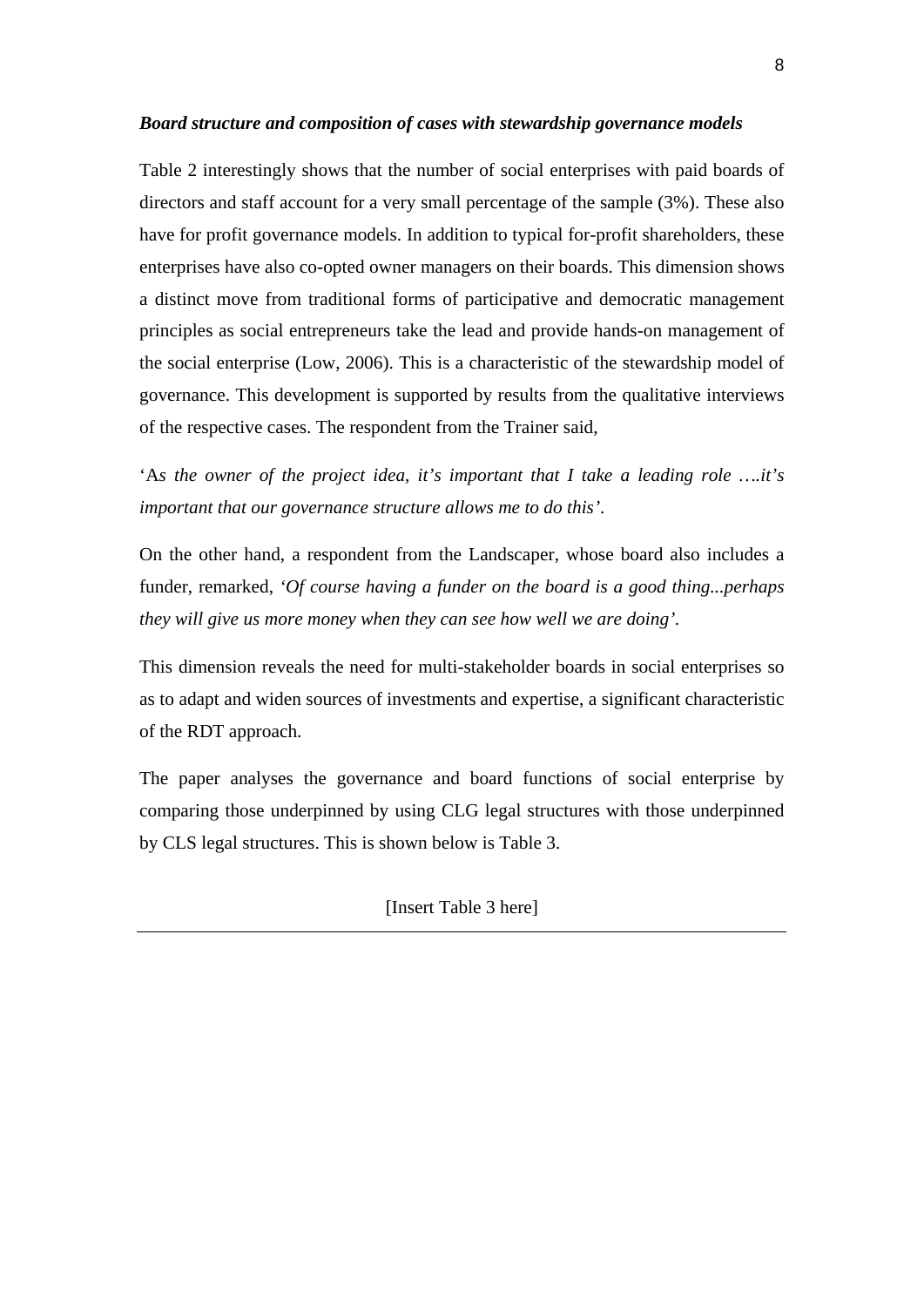***Board structure and composition of cases with stewardship governance models***

Table 2 interestingly shows that the number of social enterprises with paid boards of directors and staff account for a very small percentage of the sample (3%). These also have for profit governance models. In addition to typical for-profit shareholders, these enterprises have also co-opted owner managers on their boards. This dimension shows a distinct move from traditional forms of participative and democratic management principles as social entrepreneurs take the lead and provide hands-on management of the social enterprise (Low, 2006). This is a characteristic of the stewardship model of governance. This development is supported by results from the qualitative interviews of the respective cases. The respondent from the Trainer said,

'A*s the owner of the project idea, it's important that I take a leading role ….it's important that our governance structure allows me to do this'*.

On the other hand, a respondent from the Landscaper, whose board also includes a funder, remarked, *'Of course having a funder on the board is a good thing...perhaps they will give us more money when they can see how well we are doing'*.

This dimension reveals the need for multi-stakeholder boards in social enterprises so as to adapt and widen sources of investments and expertise, a significant characteristic of the RDT approach.

The paper analyses the governance and board functions of social enterprise by comparing those underpinned by using CLG legal structures with those underpinned by CLS legal structures. This is shown below is Table 3.

[Insert Table 3 here]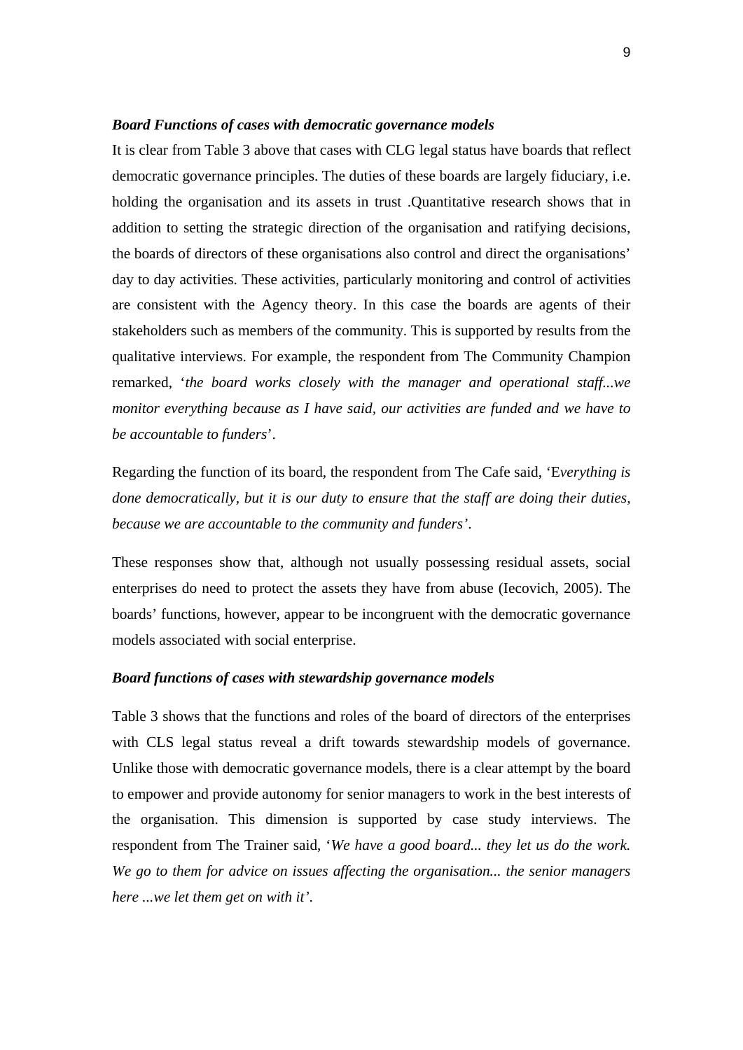***Board Functions of cases with democratic governance models***

It is clear from Table 3 above that cases with CLG legal status have boards that reflect democratic governance principles. The duties of these boards are largely fiduciary, i.e. holding the organisation and its assets in trust .Quantitative research shows that in addition to setting the strategic direction of the organisation and ratifying decisions, the boards of directors of these organisations also control and direct the organisations' day to day activities. These activities, particularly monitoring and control of activities are consistent with the Agency theory. In this case the boards are agents of their stakeholders such as members of the community. This is supported by results from the qualitative interviews. For example, the respondent from The Community Champion remarked, '*the board works closely with the manager and operational staff...we monitor everything because as I have said, our activities are funded and we have to be accountable to funders*'.

Regarding the function of its board, the respondent from The Cafe said, 'E*verything is done democratically, but it is our duty to ensure that the staff are doing their duties, because we are accountable to the community and funders*'.

These responses show that, although not usually possessing residual assets, social enterprises do need to protect the assets they have from abuse (Iecovich, 2005). The boards' functions, however, appear to be incongruent with the democratic governance models associated with social enterprise.

***Board functions of cases with stewardship governance models***

Table 3 shows that the functions and roles of the board of directors of the enterprises with CLS legal status reveal a drift towards stewardship models of governance. Unlike those with democratic governance models, there is a clear attempt by the board to empower and provide autonomy for senior managers to work in the best interests of the organisation. This dimension is supported by case study interviews. The respondent from The Trainer said, '*We have a good board... they let us do the work. We go to them for advice on issues affecting the organisation... the senior managers here ...we let them get on with it*'.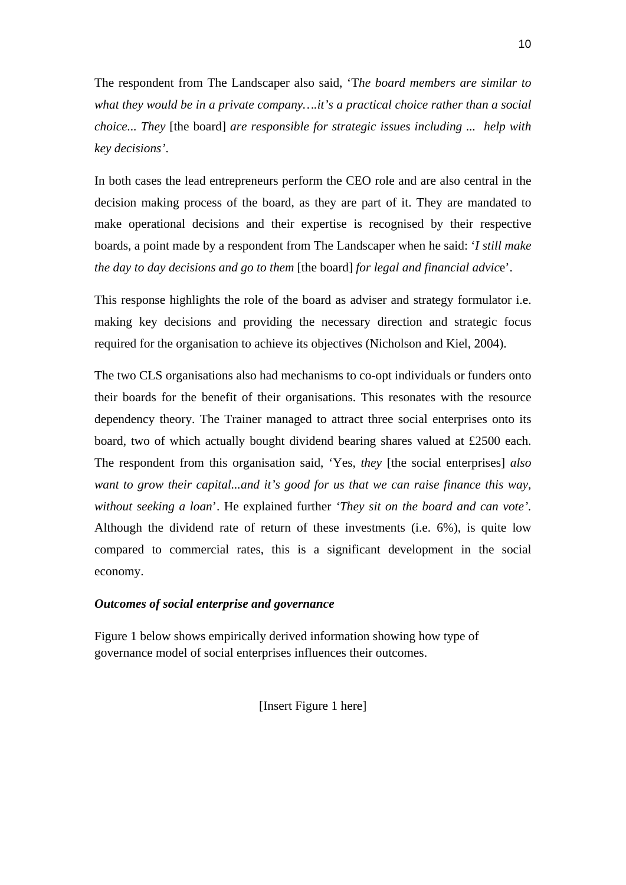The respondent from The Landscaper also said, '*The board members are similar to what they would be in a private company….it's a practical choice rather than a social choice... They* [the board] *are responsible for strategic issues including ... help with key decisions'*.

In both cases the lead entrepreneurs perform the CEO role and are also central in the decision making process of the board, as they are part of it. They are mandated to make operational decisions and their expertise is recognised by their respective boards, a point made by a respondent from The Landscaper when he said: '*I still make the day to day decisions and go to them* [the board] *for legal and financial advic*e'.

This response highlights the role of the board as adviser and strategy formulator i.e. making key decisions and providing the necessary direction and strategic focus required for the organisation to achieve its objectives (Nicholson and Kiel, 2004).

The two CLS organisations also had mechanisms to co-opt individuals or funders onto their boards for the benefit of their organisations. This resonates with the resource dependency theory. The Trainer managed to attract three social enterprises onto its board, two of which actually bought dividend bearing shares valued at £2500 each. The respondent from this organisation said, 'Yes, *they* [the social enterprises] *also want to grow their capital...and it's good for us that we can raise finance this way, without seeking a loan*'. He explained further *'They sit on the board and can vote'*. Although the dividend rate of return of these investments (i.e. 6%), is quite low compared to commercial rates, this is a significant development in the social economy.

***Outcomes of social enterprise and governance***

Figure 1 below shows empirically derived information showing how type of governance model of social enterprises influences their outcomes.

[Insert Figure 1 here]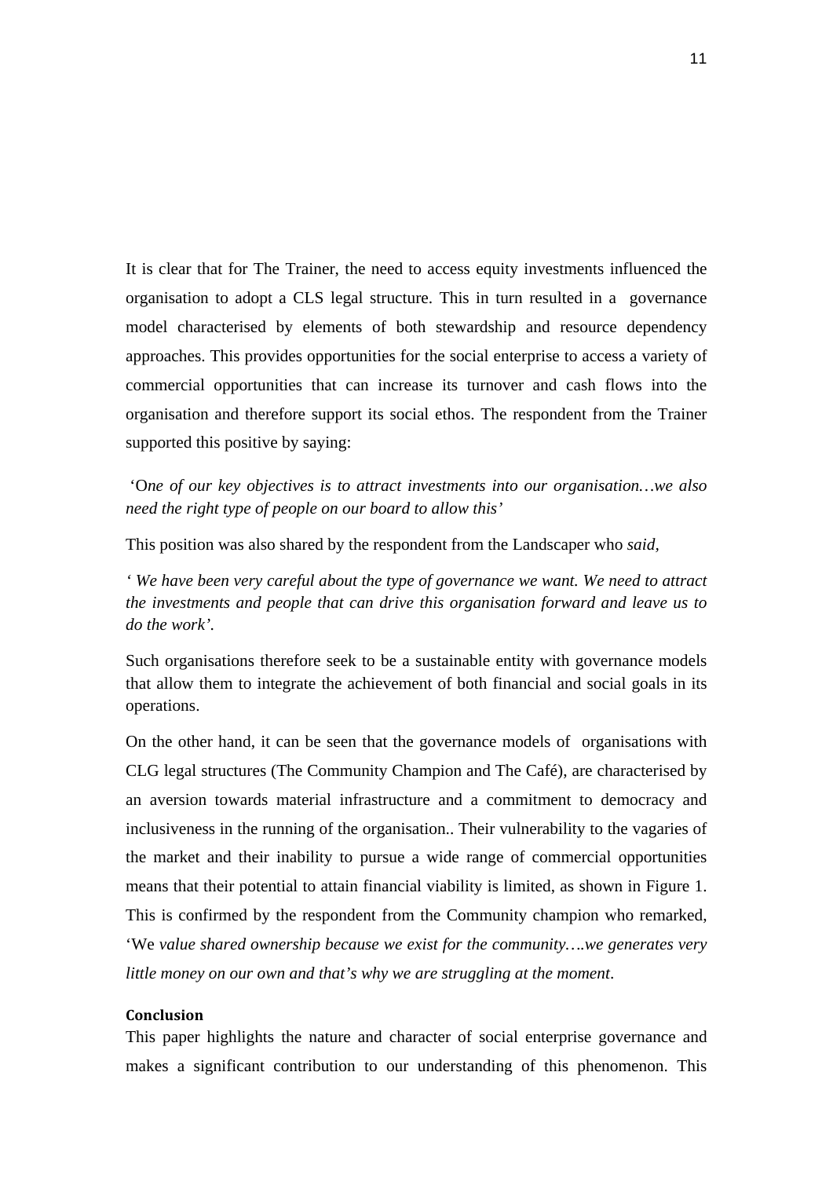It is clear that for The Trainer, the need to access equity investments influenced the organisation to adopt a CLS legal structure. This in turn resulted in a governance model characterised by elements of both stewardship and resource dependency approaches. This provides opportunities for the social enterprise to access a variety of commercial opportunities that can increase its turnover and cash flows into the organisation and therefore support its social ethos. The respondent from the Trainer supported this positive by saying:

'O*ne of our key objectives is to attract investments into our organisation…we also need the right type of people on our board to allow this'*

This position was also shared by the respondent from the Landscaper who *said,*

*' We have been very careful about the type of governance we want. We need to attract the investments and people that can drive this organisation forward and leave us to do the work'.*

Such organisations therefore seek to be a sustainable entity with governance models that allow them to integrate the achievement of both financial and social goals in its operations.

On the other hand, it can be seen that the governance models of organisations with CLG legal structures (The Community Champion and The Café), are characterised by an aversion towards material infrastructure and a commitment to democracy and inclusiveness in the running of the organisation.. Their vulnerability to the vagaries of the market and their inability to pursue a wide range of commercial opportunities means that their potential to attain financial viability is limited, as shown in Figure 1. This is confirmed by the respondent from the Community champion who remarked, 'We *value shared ownership because we exist for the community….we generates very little money on our own and that's why we are struggling at the moment*.

#### Conclusion

This paper highlights the nature and character of social enterprise governance and makes a significant contribution to our understanding of this phenomenon. This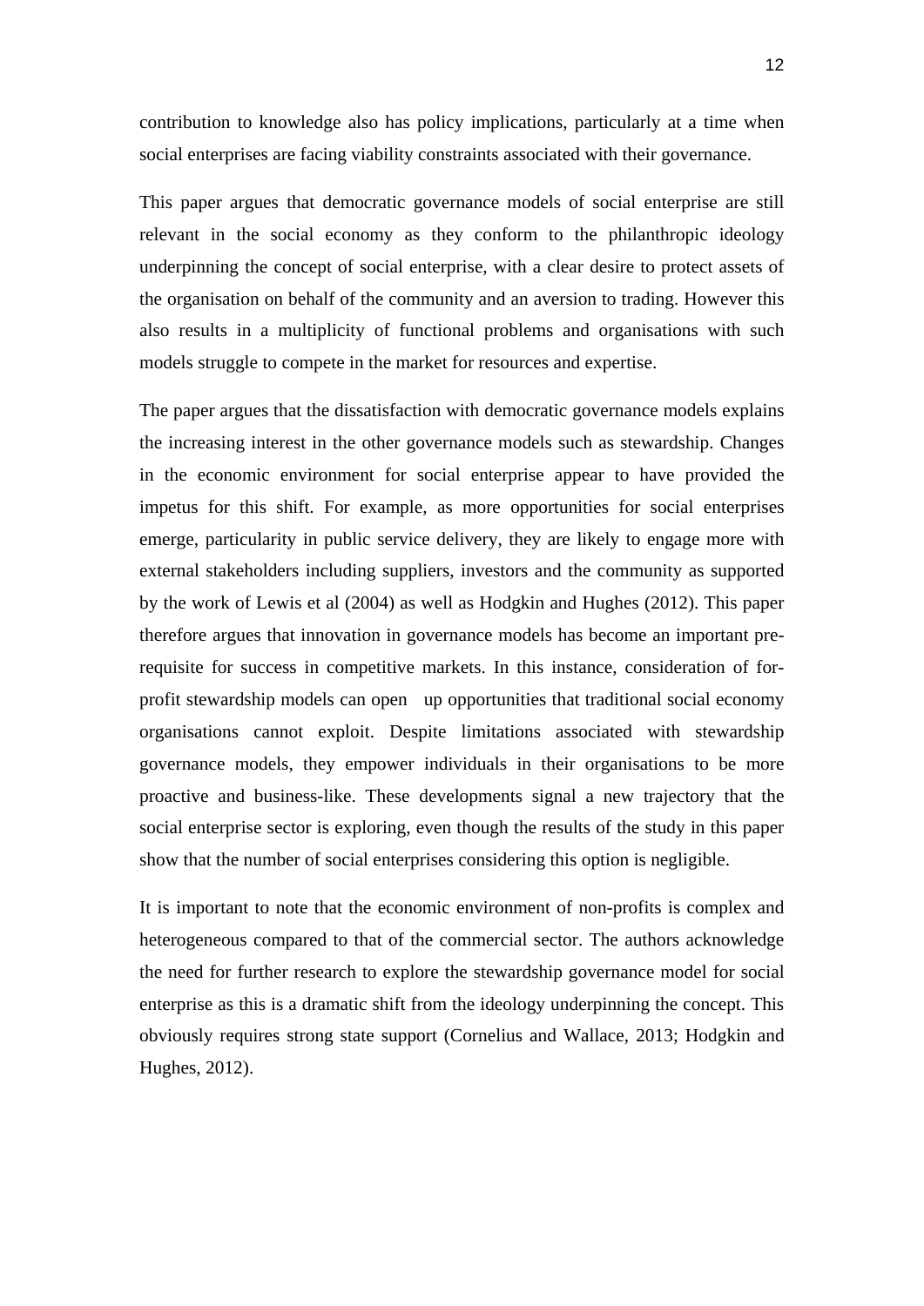contribution to knowledge also has policy implications, particularly at a time when social enterprises are facing viability constraints associated with their governance.

This paper argues that democratic governance models of social enterprise are still relevant in the social economy as they conform to the philanthropic ideology underpinning the concept of social enterprise, with a clear desire to protect assets of the organisation on behalf of the community and an aversion to trading. However this also results in a multiplicity of functional problems and organisations with such models struggle to compete in the market for resources and expertise.

The paper argues that the dissatisfaction with democratic governance models explains the increasing interest in the other governance models such as stewardship. Changes in the economic environment for social enterprise appear to have provided the impetus for this shift. For example, as more opportunities for social enterprises emerge, particularity in public service delivery, they are likely to engage more with external stakeholders including suppliers, investors and the community as supported by the work of Lewis et al (2004) as well as Hodgkin and Hughes (2012). This paper therefore argues that innovation in governance models has become an important pre-requisite for success in competitive markets. In this instance, consideration of for-profit stewardship models can open up opportunities that traditional social economy organisations cannot exploit. Despite limitations associated with stewardship governance models, they empower individuals in their organisations to be more proactive and business-like. These developments signal a new trajectory that the social enterprise sector is exploring, even though the results of the study in this paper show that the number of social enterprises considering this option is negligible.

It is important to note that the economic environment of non-profits is complex and heterogeneous compared to that of the commercial sector. The authors acknowledge the need for further research to explore the stewardship governance model for social enterprise as this is a dramatic shift from the ideology underpinning the concept. This obviously requires strong state support (Cornelius and Wallace, 2013; Hodgkin and Hughes, 2012).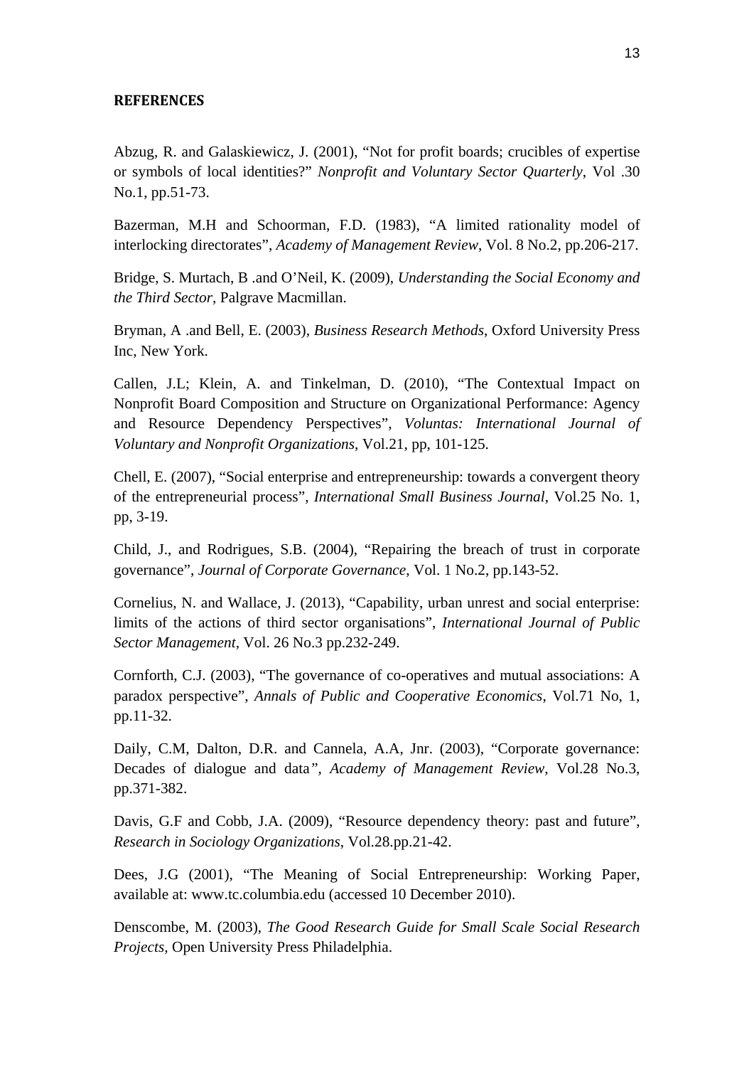**REFERENCES**

Abzug, R. and Galaskiewicz, J. (2001), "Not for profit boards; crucibles of expertise or symbols of local identities?" *Nonprofit and Voluntary Sector Quarterly*, Vol .30 No.1, pp.51-73.

Bazerman, M.H and Schoorman, F.D. (1983), "A limited rationality model of interlocking directorates", *Academy of Management Review*, Vol. 8 No.2, pp.206-217.

Bridge, S. Murtach, B .and O'Neil, K. (2009), *Understanding the Social Economy and the Third Sector*, Palgrave Macmillan.

Bryman, A .and Bell, E. (2003), *Business Research Methods*, Oxford University Press Inc, New York.

Callen, J.L; Klein, A. and Tinkelman, D. (2010), "The Contextual Impact on Nonprofit Board Composition and Structure on Organizational Performance: Agency and Resource Dependency Perspectives", *Voluntas: International Journal of Voluntary and Nonprofit Organizations*, Vol.21, pp, 101-125.

Chell, E. (2007), "Social enterprise and entrepreneurship: towards a convergent theory of the entrepreneurial process", *International Small Business Journal*, Vol.25 No. 1, pp, 3-19.

Child, J., and Rodrigues, S.B. (2004), "Repairing the breach of trust in corporate governance", *Journal of Corporate Governance*, Vol. 1 No.2, pp.143-52.

Cornelius, N. and Wallace, J. (2013), "Capability, urban unrest and social enterprise: limits of the actions of third sector organisations", *International Journal of Public Sector Management*, Vol. 26 No.3 pp.232-249.

Cornforth, C.J. (2003), "The governance of co-operatives and mutual associations: A paradox perspective", *Annals of Public and Cooperative Economics*, Vol.71 No, 1, pp.11-32.

Daily, C.M, Dalton, D.R. and Cannela, A.A, Jnr. (2003), "Corporate governance: Decades of dialogue and data", *Academy of Management Review*, Vol.28 No.3, pp.371-382.

Davis, G.F and Cobb, J.A. (2009), "Resource dependency theory: past and future", *Research in Sociology Organizations*, Vol.28.pp.21-42.

Dees, J.G (2001), "The Meaning of Social Entrepreneurship: Working Paper, available at: www.tc.columbia.edu (accessed 10 December 2010).

Denscombe, M. (2003), *The Good Research Guide for Small Scale Social Research Projects*, Open University Press Philadelphia.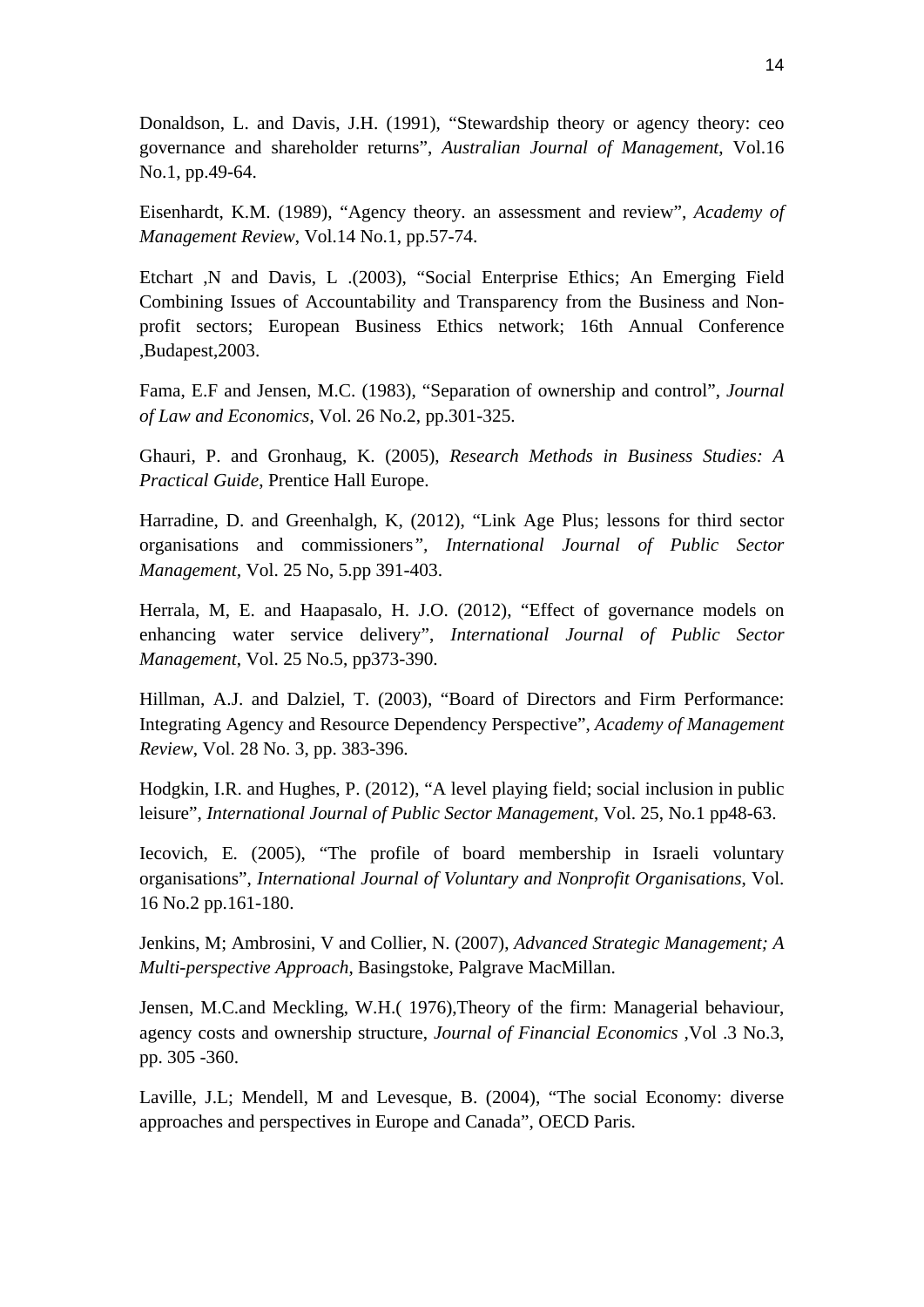Donaldson, L. and Davis, J.H. (1991), “Stewardship theory or agency theory: ceo governance and shareholder returns”, *Australian Journal of Management*, Vol.16 No.1, pp.49-64.

Eisenhardt, K.M. (1989), “Agency theory. an assessment and review”, *Academy of Management Review*, Vol.14 No.1, pp.57-74.

Etchart ,N and Davis, L .(2003), “Social Enterprise Ethics; An Emerging Field Combining Issues of Accountability and Transparency from the Business and Non-profit sectors; European Business Ethics network; 16th Annual Conference ,Budapest,2003.

Fama, E.F and Jensen, M.C. (1983), “Separation of ownership and control”, *Journal of Law and Economics*, Vol. 26 No.2, pp.301-325.

Ghauri, P. and Gronhaug, K. (2005), *Research Methods in Business Studies: A Practical Guide*, Prentice Hall Europe.

Harradine, D. and Greenhalgh, K, (2012), “Link Age Plus; lessons for third sector organisations and commissioners”, *International Journal of Public Sector Management,* Vol. 25 No, 5.pp 391-403.

Herrala, M, E. and Haapasalo, H. J.O. (2012), “Effect of governance models on enhancing water service delivery”, *International Journal of Public Sector Management*, Vol. 25 No.5, pp373-390.

Hillman, A.J. and Dalziel, T. (2003), “Board of Directors and Firm Performance: Integrating Agency and Resource Dependency Perspective”, *Academy of Management Review*, Vol. 28 No. 3, pp. 383-396.

Hodgkin, I.R. and Hughes, P. (2012), “A level playing field; social inclusion in public leisure”, *International Journal of Public Sector Management*, Vol. 25, No.1 pp48-63.

Iecovich, E. (2005), “The profile of board membership in Israeli voluntary organisations”, *International Journal of Voluntary and Nonprofit Organisations,* Vol. 16 No.2 pp.161-180.

Jenkins, M; Ambrosini, V and Collier, N. (2007), *Advanced Strategic Management; A Multi-perspective Approach*, Basingstoke, Palgrave MacMillan.

Jensen, M.C.and Meckling, W.H.( 1976),Theory of the firm: Managerial behaviour, agency costs and ownership structure, *Journal of Financial Economics* ,Vol .3 No.3, pp. 305 -360.

Laville, J.L; Mendell, M and Levesque, B. (2004), “The social Economy: diverse approaches and perspectives in Europe and Canada”, OECD Paris.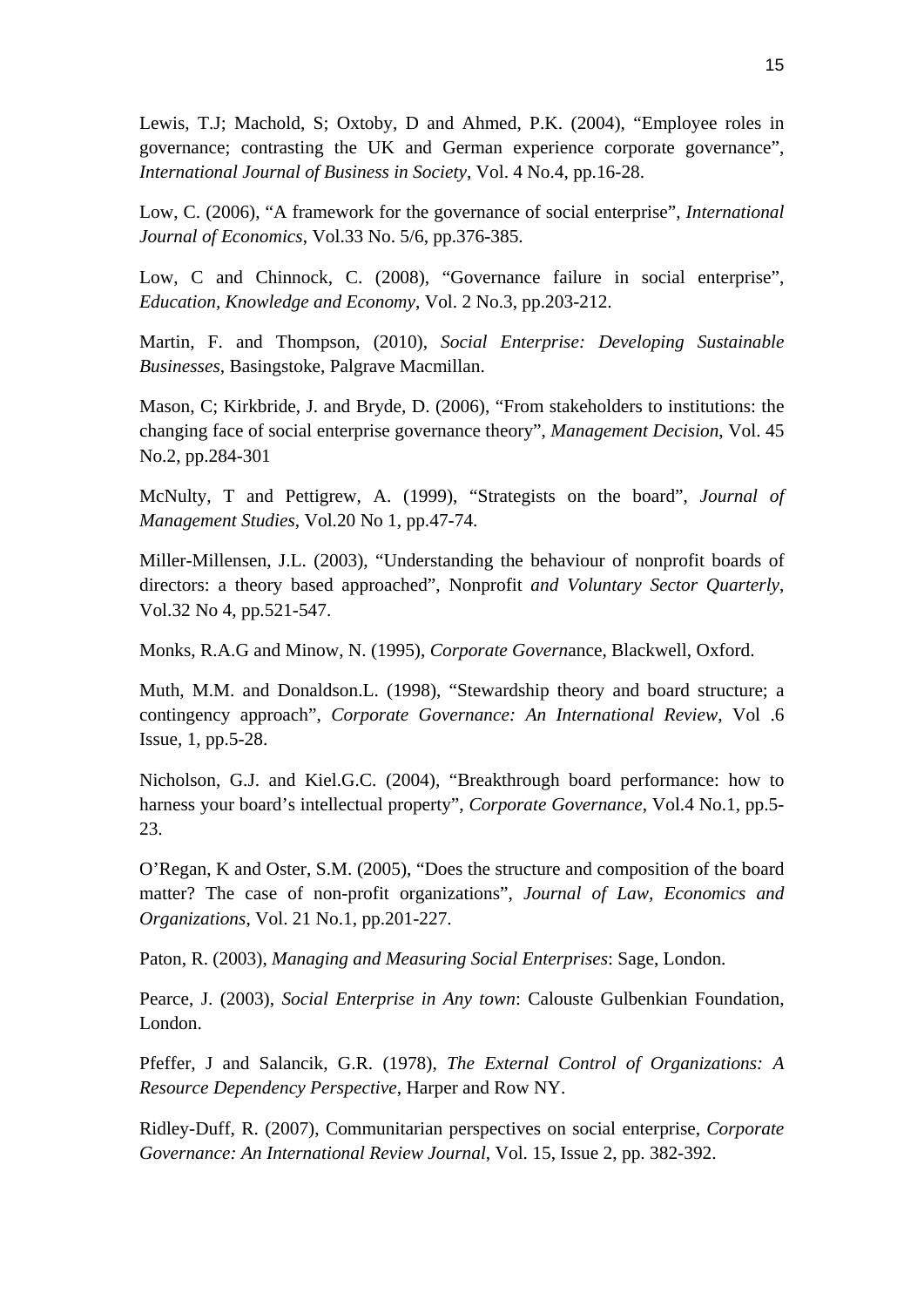Lewis, T.J; Machold, S; Oxtoby, D and Ahmed, P.K. (2004), "Employee roles in governance; contrasting the UK and German experience corporate governance", *International Journal of Business in Society*, Vol. 4 No.4, pp.16-28.

Low, C. (2006), "A framework for the governance of social enterprise", *International Journal of Economics*, Vol.33 No. 5/6, pp.376-385.

Low, C and Chinnock, C. (2008), "Governance failure in social enterprise", *Education, Knowledge and Economy*, Vol. 2 No.3, pp.203-212.

Martin, F. and Thompson, (2010), *Social Enterprise: Developing Sustainable Businesses*, Basingstoke, Palgrave Macmillan.

Mason, C; Kirkbride, J. and Bryde, D. (2006), "From stakeholders to institutions: the changing face of social enterprise governance theory", *Management Decision*, Vol. 45 No.2, pp.284-301

McNulty, T and Pettigrew, A. (1999), "Strategists on the board", *Journal of Management Studies*, Vol.20 No 1, pp.47-74.

Miller-Millensen, J.L. (2003), "Understanding the behaviour of nonprofit boards of directors: a theory based approached", Nonprofit *and Voluntary Sector Quarterly*, Vol.32 No 4, pp.521-547.

Monks, R.A.G and Minow, N. (1995), *Corporate Govern*ance, Blackwell, Oxford.

Muth, M.M. and Donaldson.L. (1998), "Stewardship theory and board structure; a contingency approach", *Corporate Governance: An International Review*, Vol .6 Issue, 1, pp.5-28.

Nicholson, G.J. and Kiel.G.C. (2004), "Breakthrough board performance: how to harness your board's intellectual property", *Corporate Governance*, Vol.4 No.1, pp.5-23.

O'Regan, K and Oster, S.M. (2005), "Does the structure and composition of the board matter? The case of non-profit organizations", *Journal of Law, Economics and Organizations*, Vol. 21 No.1, pp.201-227.

Paton, R. (2003), *Managing and Measuring Social Enterprises*: Sage, London.

Pearce, J. (2003), *Social Enterprise in Any town*: Calouste Gulbenkian Foundation, London.

Pfeffer, J and Salancik, G.R. (1978), *The External Control of Organizations: A Resource Dependency Perspective*, Harper and Row NY.

Ridley-Duff, R. (2007), Communitarian perspectives on social enterprise, *Corporate Governance: An International Review Journal*, Vol. 15, Issue 2, pp. 382-392.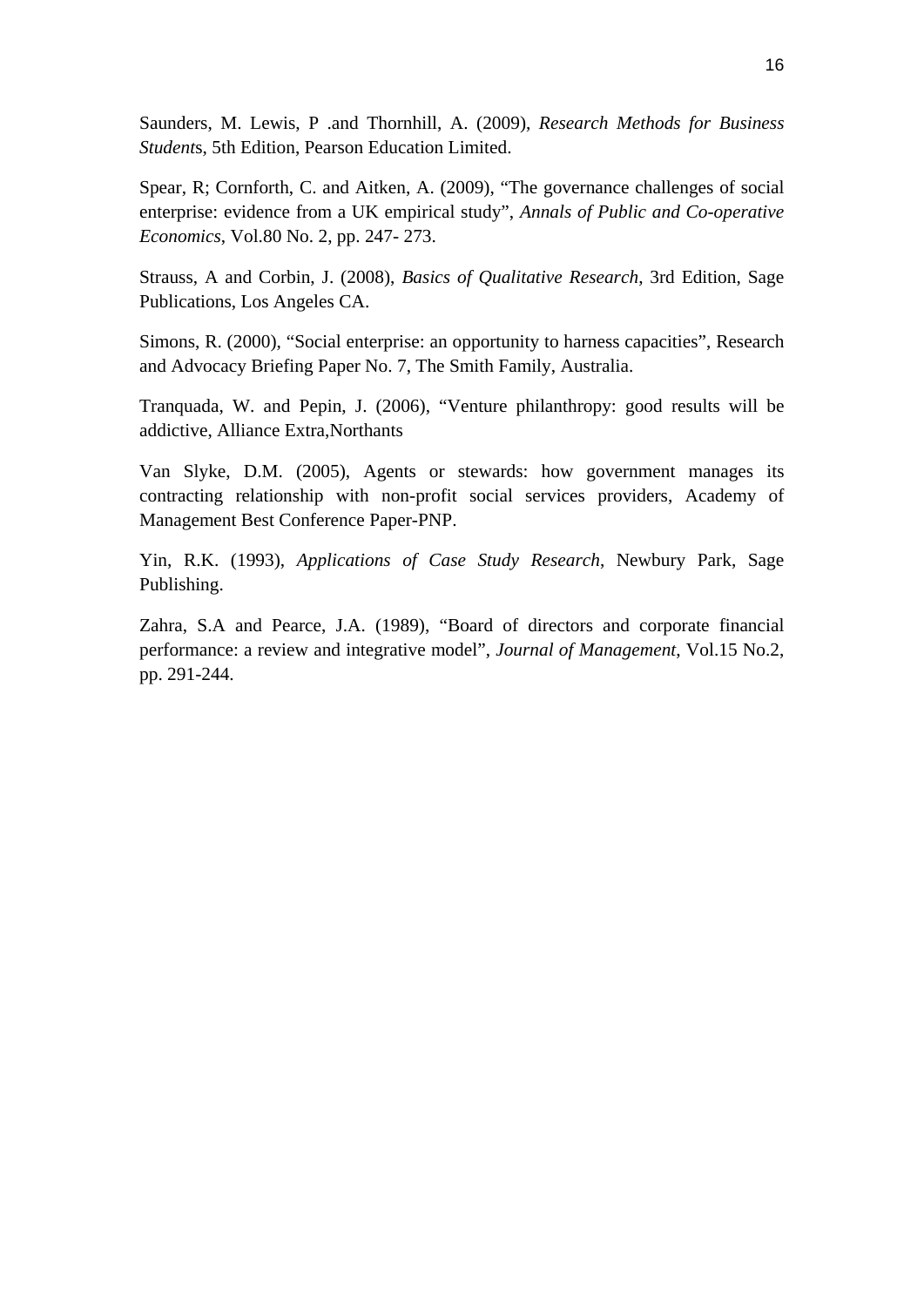Saunders, M. Lewis, P .and Thornhill, A. (2009), *Research Methods for Business Student*s, 5th Edition, Pearson Education Limited.

Spear, R; Cornforth, C. and Aitken, A. (2009), "The governance challenges of social enterprise: evidence from a UK empirical study", *Annals of Public and Co-operative Economics*, Vol.80 No. 2, pp. 247- 273.

Strauss, A and Corbin, J. (2008), *Basics of Qualitative Research*, 3rd Edition, Sage Publications, Los Angeles CA.

Simons, R. (2000), "Social enterprise: an opportunity to harness capacities", Research and Advocacy Briefing Paper No. 7, The Smith Family, Australia.

Tranquada, W. and Pepin, J. (2006), "Venture philanthropy: good results will be addictive, Alliance Extra,Northants

Van Slyke, D.M. (2005), Agents or stewards: how government manages its contracting relationship with non-profit social services providers, Academy of Management Best Conference Paper-PNP.

Yin, R.K. (1993), *Applications of Case Study Research*, Newbury Park, Sage Publishing.

Zahra, S.A and Pearce, J.A. (1989), "Board of directors and corporate financial performance: a review and integrative model", *Journal of Management*, Vol.15 No.2, pp. 291-244.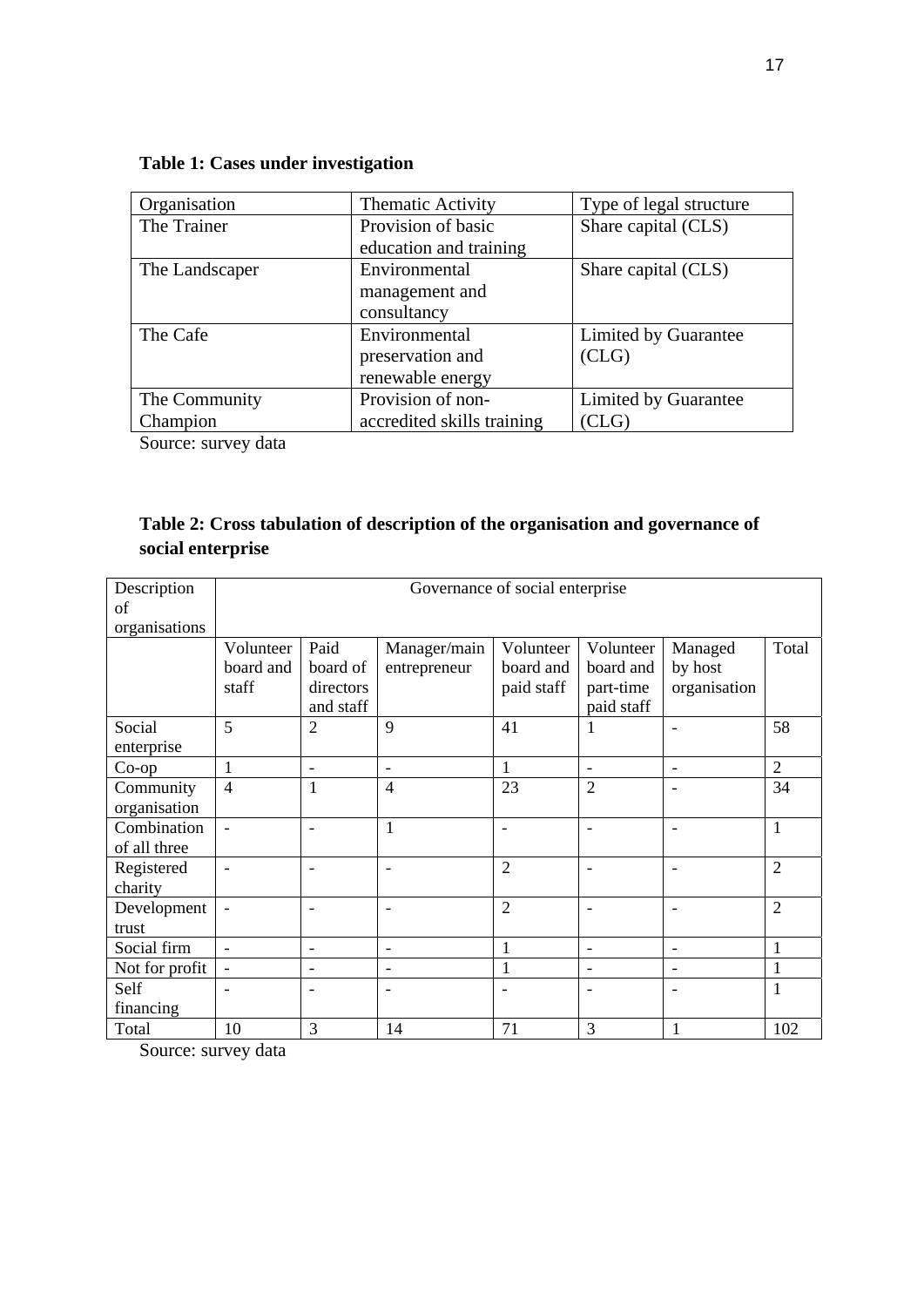**Table 1: Cases under investigation**

| Organisation | Thematic Activity | Type of legal structure |
|---|---|---|
| The Trainer | Provision of basic education and training | Share capital (CLS) |
| The Landscaper | Environmental management and consultancy | Share capital (CLS) |
| The Cafe | Environmental preservation and renewable energy | Limited by Guarantee (CLG) |
| The Community Champion | Provision of non-accredited skills training | Limited by Guarantee (CLG) |

Source: survey data

**Table 2: Cross tabulation of description of the organisation and governance of social enterprise**

| Description of organisations | Governance of social enterprise | | | | | | |
|---|---|---|---|---|---|---|---|
| | Volunteer board and staff | Paid board of directors and staff | Manager/main entrepreneur | Volunteer board and paid staff | Volunteer board and part-time paid staff | Managed by host organisation | Total |
| Social enterprise | 5 | 2 | 9 | 41 | 1 | - | 58 |
| Co-op | 1 | - | - | 1 | - | - | 2 |
| Community organisation | 4 | 1 | 4 | 23 | 2 | - | 34 |
| Combination of all three | - | - | 1 | - | - | - | 1 |
| Registered charity | - | - | - | 2 | - | - | 2 |
| Development trust | - | - | - | 2 | - | - | 2 |
| Social firm | - | - | - | 1 | - | - | 1 |
| Not for profit | - | - | - | 1 | - | - | 1 |
| Self financing | - | - | - | - | - | - | 1 |
| Total | 10 | 3 | 14 | 71 | 3 | 1 | 102 |

Source: survey data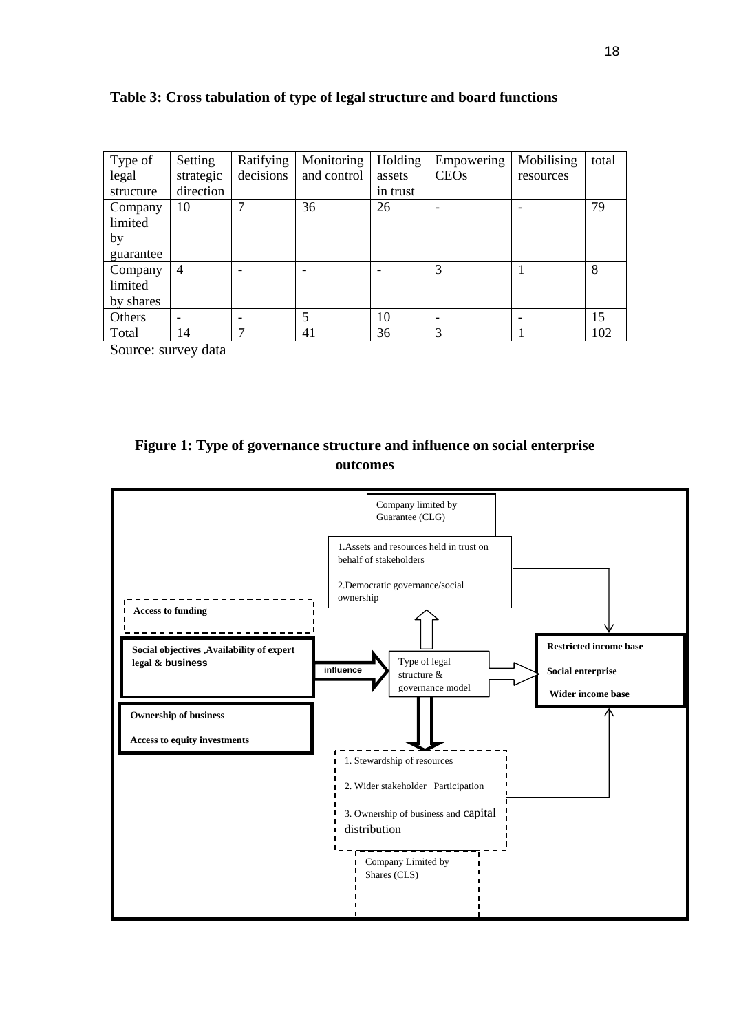**Table 3: Cross tabulation of type of legal structure and board functions**

| Type of legal structure | Setting strategic direction | Ratifying decisions | Monitoring and control | Holding assets in trust | Empowering CEOs | Mobilising resources | total |
|---|---|---|---|---|---|---|---|
| Company limited by guarantee | 10 | 7 | 36 | 26 | - | - | 79 |
| Company limited by shares | 4 | - | - | - | 3 | 1 | 8 |
| Others | - | - | 5 | 10 | - | - | 15 |
| Total | 14 | 7 | 41 | 36 | 3 | 1 | 102 |

Source: survey data

**Figure 1: Type of governance structure and influence on social enterprise outcomes**

Company limited by Guarantee (CLG)

1.Assets and resources held in trust on behalf of stakeholders

2.Democratic governance/social ownership

Access to funding

Social objectives ,Availability of expert legal & business

influence

Type of legal structure & governance model

Restricted income base

Social enterprise

Wider income base

Ownership of business

Access to equity investments

1. Stewardship of resources

2. Wider stakeholder Participation

3. Ownership of business and capital distribution

Company Limited by Shares (CLS)